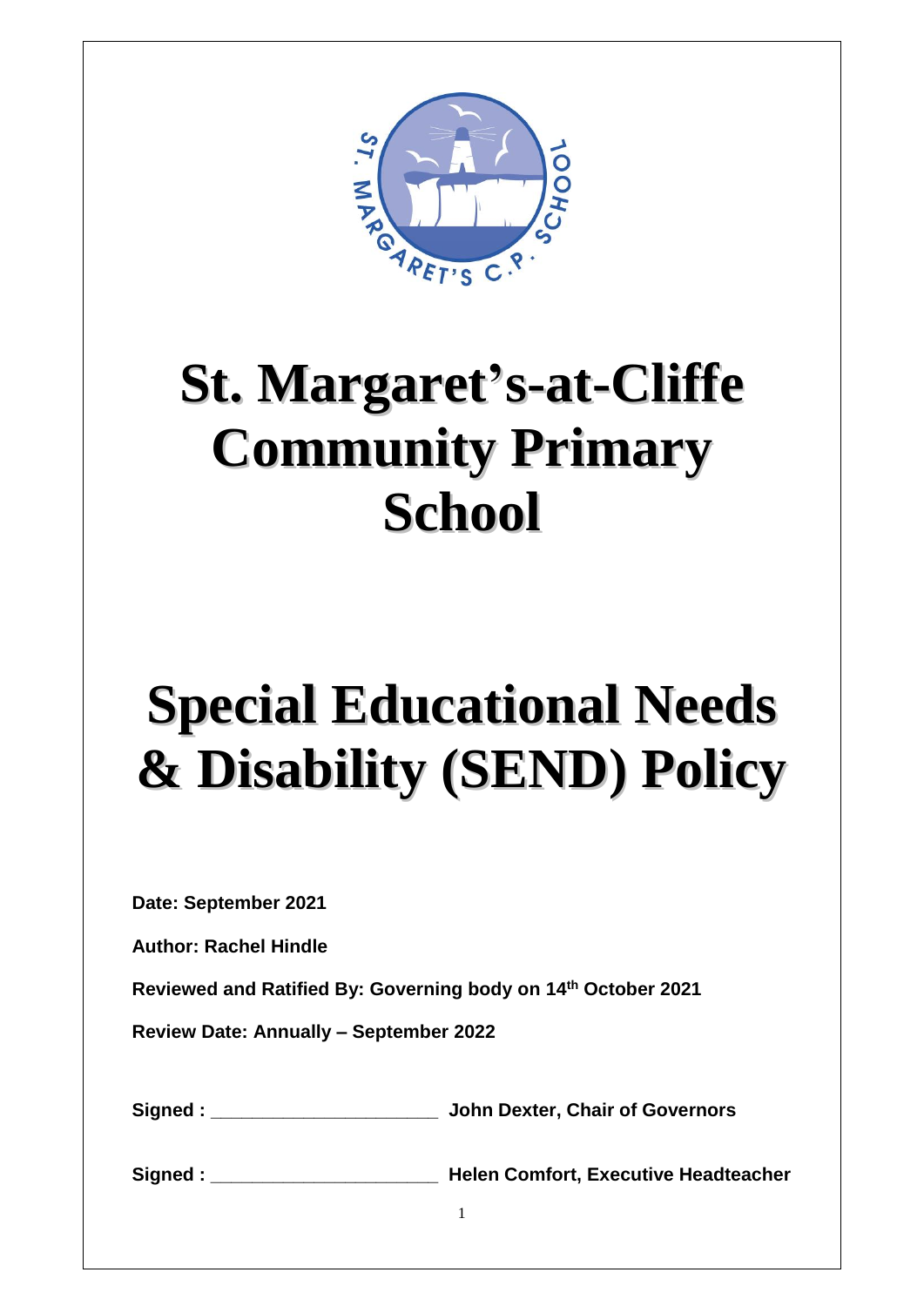# St. Margaret's-at-Cliffe Community Primary School

# Special Educational Needs & Disability (SEND) Policy

**Date: September 2021**

**Author: Rachel Hindle**

**Reviewed and Ratified By: Governing body on 14th October 2021**

**Review Date: Annually – September 2022**

**Signed : ______________________ John Dexter, Chair of Governors**

**Signed : ______________________ Helen Comfort, Executive Headteacher**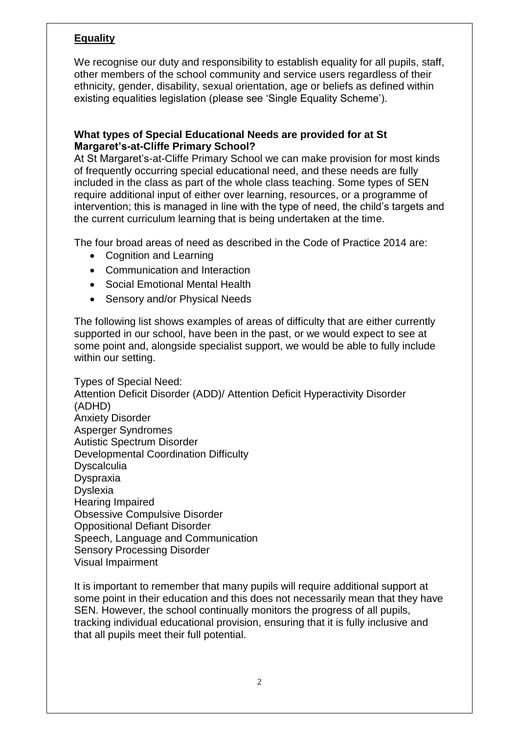## Equality

We recognise our duty and responsibility to establish equality for all pupils, staff, other members of the school community and service users regardless of their ethnicity, gender, disability, sexual orientation, age or beliefs as defined within existing equalities legislation (please see 'Single Equality Scheme').

### What types of Special Educational Needs are provided for at St Margaret's-at-Cliffe Primary School?

At St Margaret's-at-Cliffe Primary School we can make provision for most kinds of frequently occurring special educational need, and these needs are fully included in the class as part of the whole class teaching. Some types of SEN require additional input of either over learning, resources, or a programme of intervention; this is managed in line with the type of need, the child's targets and the current curriculum learning that is being undertaken at the time.

The four broad areas of need as described in the Code of Practice 2014 are:

- Cognition and Learning
- Communication and Interaction
- Social Emotional Mental Health
- Sensory and/or Physical Needs

The following list shows examples of areas of difficulty that are either currently supported in our school, have been in the past, or we would expect to see at some point and, alongside specialist support, we would be able to fully include within our setting.

Types of Special Need:
Attention Deficit Disorder (ADD)/ Attention Deficit Hyperactivity Disorder (ADHD)
Anxiety Disorder
Asperger Syndromes
Autistic Spectrum Disorder
Developmental Coordination Difficulty
Dyscalculia
Dyspraxia
Dyslexia
Hearing Impaired
Obsessive Compulsive Disorder
Oppositional Defiant Disorder
Speech, Language and Communication
Sensory Processing Disorder
Visual Impairment

It is important to remember that many pupils will require additional support at some point in their education and this does not necessarily mean that they have SEN. However, the school continually monitors the progress of all pupils, tracking individual educational provision, ensuring that it is fully inclusive and that all pupils meet their full potential.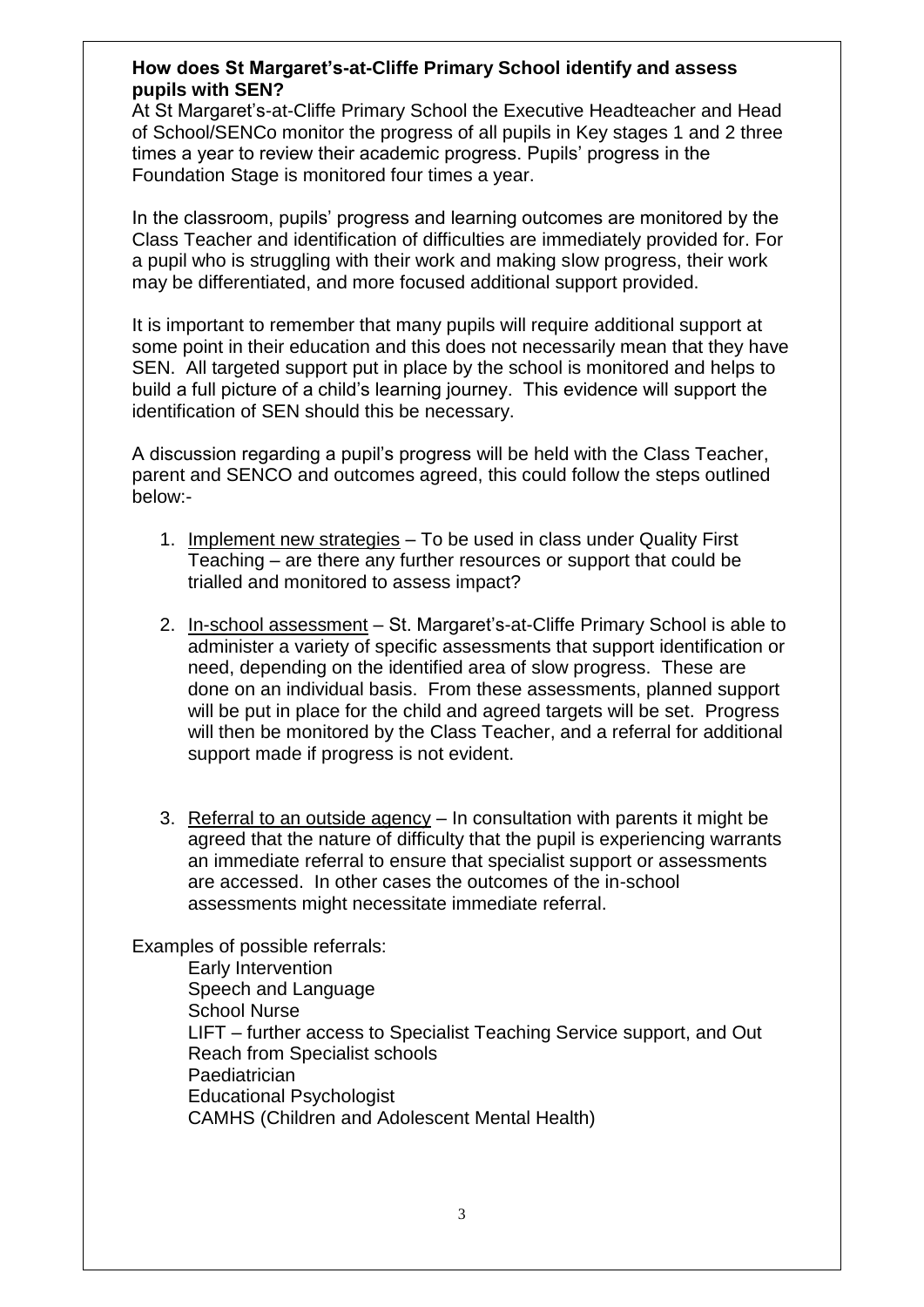**How does St Margaret's-at-Cliffe Primary School identify and assess pupils with SEN?**

At St Margaret's-at-Cliffe Primary School the Executive Headteacher and Head of School/SENCo monitor the progress of all pupils in Key stages 1 and 2 three times a year to review their academic progress. Pupils' progress in the Foundation Stage is monitored four times a year.

In the classroom, pupils' progress and learning outcomes are monitored by the Class Teacher and identification of difficulties are immediately provided for. For a pupil who is struggling with their work and making slow progress, their work may be differentiated, and more focused additional support provided.

It is important to remember that many pupils will require additional support at some point in their education and this does not necessarily mean that they have SEN. All targeted support put in place by the school is monitored and helps to build a full picture of a child's learning journey. This evidence will support the identification of SEN should this be necessary.

A discussion regarding a pupil's progress will be held with the Class Teacher, parent and SENCO and outcomes agreed, this could follow the steps outlined below:-

1. <u>Implement new strategies</u> – To be used in class under Quality First Teaching – are there any further resources or support that could be trialled and monitored to assess impact?

2. <u>In-school assessment</u> – St. Margaret's-at-Cliffe Primary School is able to administer a variety of specific assessments that support identification or need, depending on the identified area of slow progress. These are done on an individual basis. From these assessments, planned support will be put in place for the child and agreed targets will be set. Progress will then be monitored by the Class Teacher, and a referral for additional support made if progress is not evident.

3. <u>Referral to an outside agency</u> – In consultation with parents it might be agreed that the nature of difficulty that the pupil is experiencing warrants an immediate referral to ensure that specialist support or assessments are accessed. In other cases the outcomes of the in-school assessments might necessitate immediate referral.

Examples of possible referrals:

- Early Intervention
- Speech and Language
- School Nurse
- LIFT – further access to Specialist Teaching Service support, and Out Reach from Specialist schools
- Paediatrician
- Educational Psychologist
- CAMHS (Children and Adolescent Mental Health)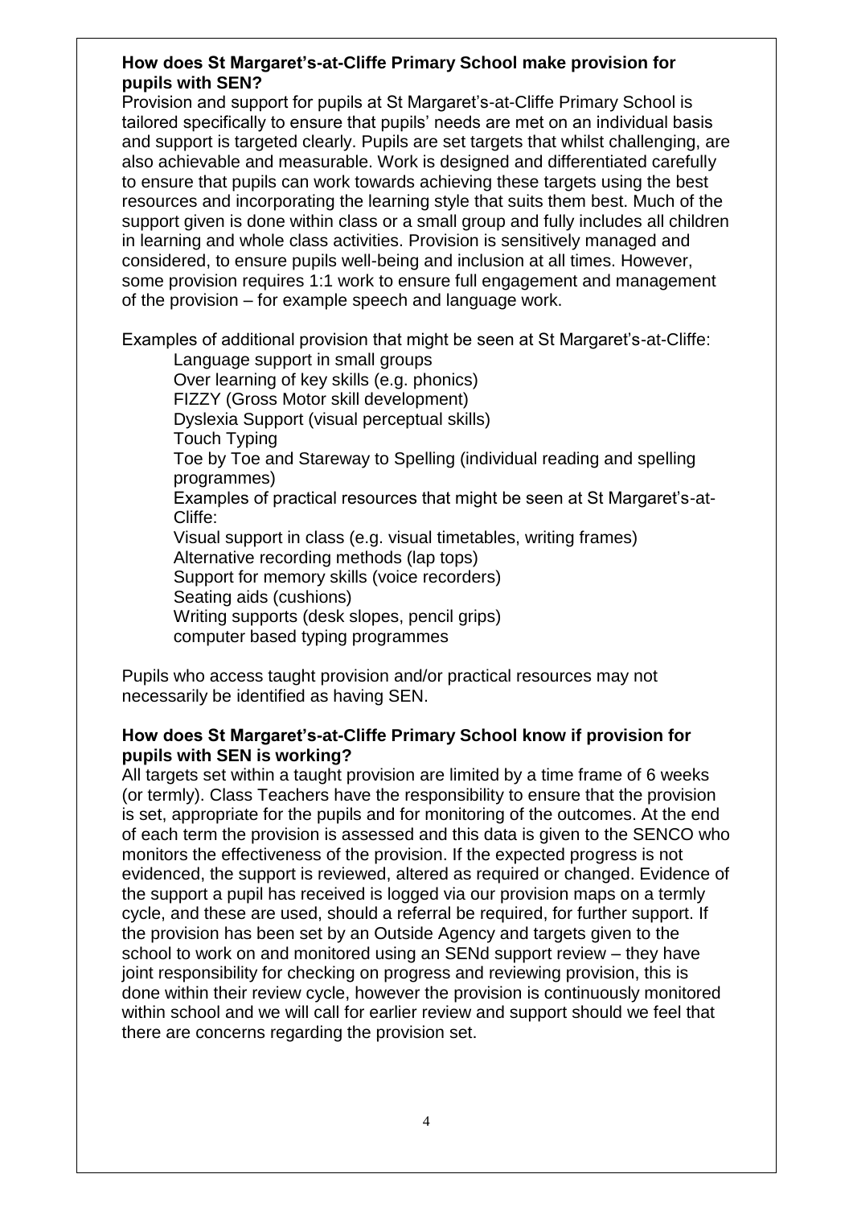**How does St Margaret's-at-Cliffe Primary School make provision for pupils with SEN?**

Provision and support for pupils at St Margaret's-at-Cliffe Primary School is tailored specifically to ensure that pupils' needs are met on an individual basis and support is targeted clearly. Pupils are set targets that whilst challenging, are also achievable and measurable. Work is designed and differentiated carefully to ensure that pupils can work towards achieving these targets using the best resources and incorporating the learning style that suits them best. Much of the support given is done within class or a small group and fully includes all children in learning and whole class activities. Provision is sensitively managed and considered, to ensure pupils well-being and inclusion at all times. However, some provision requires 1:1 work to ensure full engagement and management of the provision – for example speech and language work.

Examples of additional provision that might be seen at St Margaret's-at-Cliffe:

- Language support in small groups
- Over learning of key skills (e.g. phonics)
- FIZZY (Gross Motor skill development)
- Dyslexia Support (visual perceptual skills)
- Touch Typing
- Toe by Toe and Stareway to Spelling (individual reading and spelling programmes)

Examples of practical resources that might be seen at St Margaret's-at-Cliffe:

- Visual support in class (e.g. visual timetables, writing frames)
- Alternative recording methods (lap tops)
- Support for memory skills (voice recorders)
- Seating aids (cushions)
- Writing supports (desk slopes, pencil grips)
- computer based typing programmes

Pupils who access taught provision and/or practical resources may not necessarily be identified as having SEN.

**How does St Margaret's-at-Cliffe Primary School know if provision for pupils with SEN is working?**

All targets set within a taught provision are limited by a time frame of 6 weeks (or termly). Class Teachers have the responsibility to ensure that the provision is set, appropriate for the pupils and for monitoring of the outcomes. At the end of each term the provision is assessed and this data is given to the SENCO who monitors the effectiveness of the provision. If the expected progress is not evidenced, the support is reviewed, altered as required or changed. Evidence of the support a pupil has received is logged via our provision maps on a termly cycle, and these are used, should a referral be required, for further support. If the provision has been set by an Outside Agency and targets given to the school to work on and monitored using an SENd support review – they have joint responsibility for checking on progress and reviewing provision, this is done within their review cycle, however the provision is continuously monitored within school and we will call for earlier review and support should we feel that there are concerns regarding the provision set.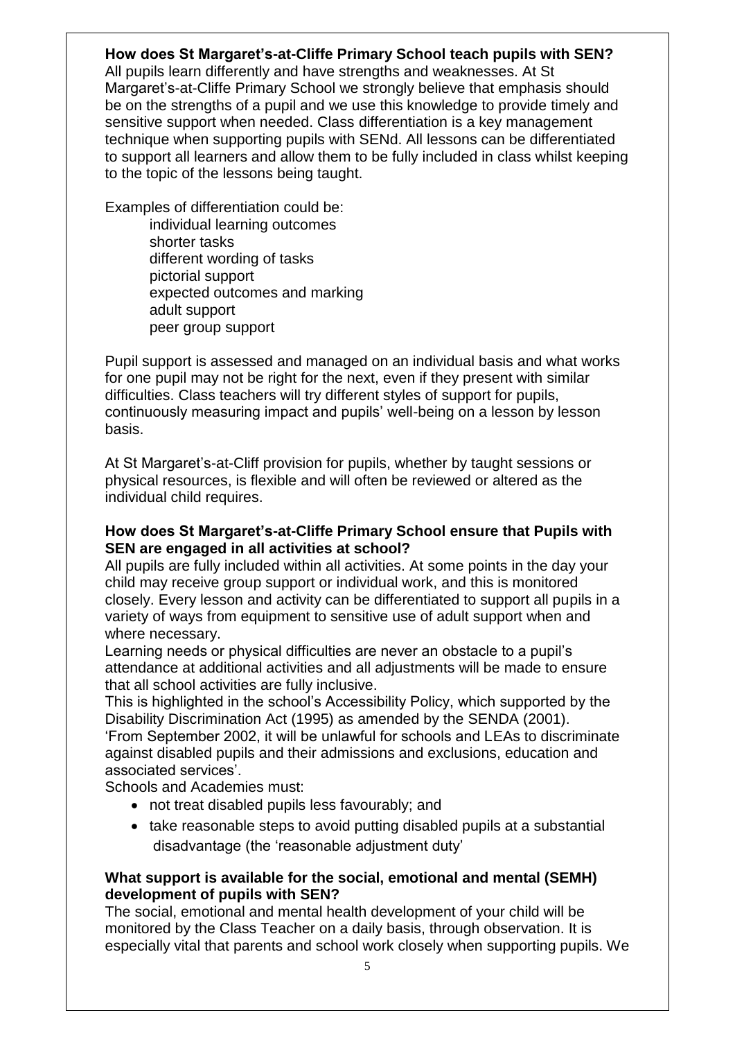**How does St Margaret's-at-Cliffe Primary School teach pupils with SEN?**
All pupils learn differently and have strengths and weaknesses. At St Margaret's-at-Cliffe Primary School we strongly believe that emphasis should be on the strengths of a pupil and we use this knowledge to provide timely and sensitive support when needed. Class differentiation is a key management technique when supporting pupils with SENd. All lessons can be differentiated to support all learners and allow them to be fully included in class whilst keeping to the topic of the lessons being taught.

Examples of differentiation could be:

- individual learning outcomes
- shorter tasks
- different wording of tasks
- pictorial support
- expected outcomes and marking
- adult support
- peer group support

Pupil support is assessed and managed on an individual basis and what works for one pupil may not be right for the next, even if they present with similar difficulties. Class teachers will try different styles of support for pupils, continuously measuring impact and pupils' well-being on a lesson by lesson basis.

At St Margaret's-at-Cliff provision for pupils, whether by taught sessions or physical resources, is flexible and will often be reviewed or altered as the individual child requires.

**How does St Margaret's-at-Cliffe Primary School ensure that Pupils with SEN are engaged in all activities at school?**
All pupils are fully included within all activities. At some points in the day your child may receive group support or individual work, and this is monitored closely. Every lesson and activity can be differentiated to support all pupils in a variety of ways from equipment to sensitive use of adult support when and where necessary.
Learning needs or physical difficulties are never an obstacle to a pupil's attendance at additional activities and all adjustments will be made to ensure that all school activities are fully inclusive.
This is highlighted in the school's Accessibility Policy, which supported by the Disability Discrimination Act (1995) as amended by the SENDA (2001).
'From September 2002, it will be unlawful for schools and LEAs to discriminate against disabled pupils and their admissions and exclusions, education and associated services'.
Schools and Academies must:

- not treat disabled pupils less favourably; and
- take reasonable steps to avoid putting disabled pupils at a substantial disadvantage (the 'reasonable adjustment duty'

**What support is available for the social, emotional and mental (SEMH) development of pupils with SEN?**
The social, emotional and mental health development of your child will be monitored by the Class Teacher on a daily basis, through observation. It is especially vital that parents and school work closely when supporting pupils. We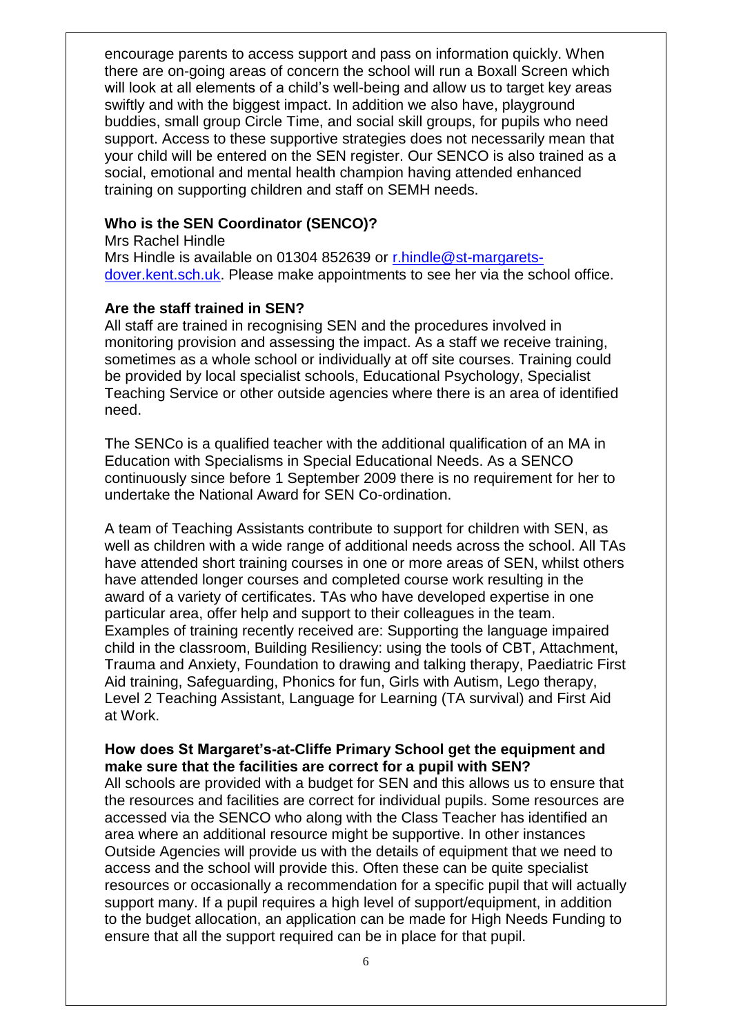encourage parents to access support and pass on information quickly. When there are on-going areas of concern the school will run a Boxall Screen which will look at all elements of a child's well-being and allow us to target key areas swiftly and with the biggest impact. In addition we also have, playground buddies, small group Circle Time, and social skill groups, for pupils who need support. Access to these supportive strategies does not necessarily mean that your child will be entered on the SEN register. Our SENCO is also trained as a social, emotional and mental health champion having attended enhanced training on supporting children and staff on SEMH needs.

**Who is the SEN Coordinator (SENCO)?**

Mrs Rachel Hindle

Mrs Hindle is available on 01304 852639 or [r.hindle@st-margarets-dover.kent.sch.uk](mailto:r.hindle@st-margarets-dover.kent.sch.uk). Please make appointments to see her via the school office.

**Are the staff trained in SEN?**

All staff are trained in recognising SEN and the procedures involved in monitoring provision and assessing the impact. As a staff we receive training, sometimes as a whole school or individually at off site courses. Training could be provided by local specialist schools, Educational Psychology, Specialist Teaching Service or other outside agencies where there is an area of identified need.

The SENCo is a qualified teacher with the additional qualification of an MA in Education with Specialisms in Special Educational Needs. As a SENCO continuously since before 1 September 2009 there is no requirement for her to undertake the National Award for SEN Co-ordination.

A team of Teaching Assistants contribute to support for children with SEN, as well as children with a wide range of additional needs across the school. All TAs have attended short training courses in one or more areas of SEN, whilst others have attended longer courses and completed course work resulting in the award of a variety of certificates. TAs who have developed expertise in one particular area, offer help and support to their colleagues in the team. Examples of training recently received are: Supporting the language impaired child in the classroom, Building Resiliency: using the tools of CBT, Attachment, Trauma and Anxiety, Foundation to drawing and talking therapy, Paediatric First Aid training, Safeguarding, Phonics for fun, Girls with Autism, Lego therapy, Level 2 Teaching Assistant, Language for Learning (TA survival) and First Aid at Work.

**How does St Margaret's-at-Cliffe Primary School get the equipment and make sure that the facilities are correct for a pupil with SEN?**

All schools are provided with a budget for SEN and this allows us to ensure that the resources and facilities are correct for individual pupils. Some resources are accessed via the SENCO who along with the Class Teacher has identified an area where an additional resource might be supportive. In other instances Outside Agencies will provide us with the details of equipment that we need to access and the school will provide this. Often these can be quite specialist resources or occasionally a recommendation for a specific pupil that will actually support many. If a pupil requires a high level of support/equipment, in addition to the budget allocation, an application can be made for High Needs Funding to ensure that all the support required can be in place for that pupil.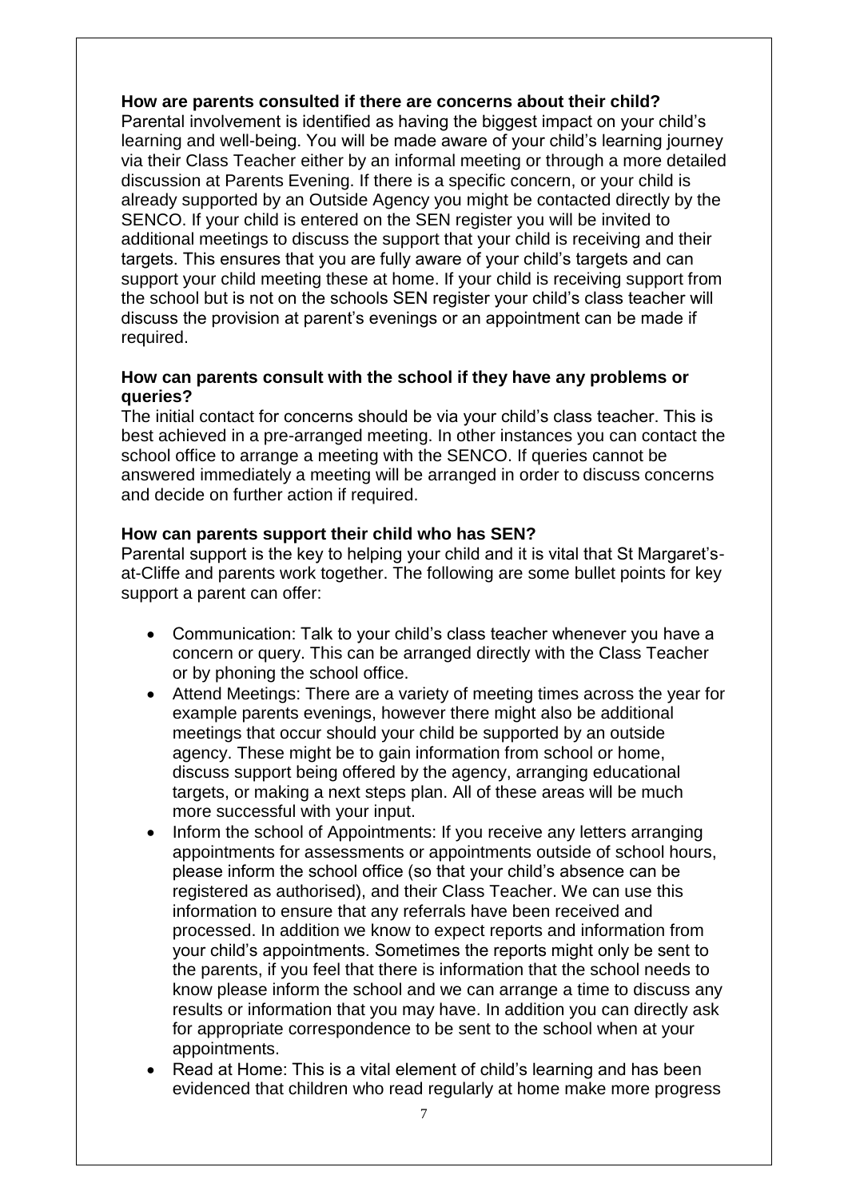**How are parents consulted if there are concerns about their child?**

Parental involvement is identified as having the biggest impact on your child's learning and well-being. You will be made aware of your child's learning journey via their Class Teacher either by an informal meeting or through a more detailed discussion at Parents Evening. If there is a specific concern, or your child is already supported by an Outside Agency you might be contacted directly by the SENCO. If your child is entered on the SEN register you will be invited to additional meetings to discuss the support that your child is receiving and their targets. This ensures that you are fully aware of your child's targets and can support your child meeting these at home. If your child is receiving support from the school but is not on the schools SEN register your child's class teacher will discuss the provision at parent's evenings or an appointment can be made if required.

**How can parents consult with the school if they have any problems or queries?**

The initial contact for concerns should be via your child's class teacher. This is best achieved in a pre-arranged meeting. In other instances you can contact the school office to arrange a meeting with the SENCO. If queries cannot be answered immediately a meeting will be arranged in order to discuss concerns and decide on further action if required.

**How can parents support their child who has SEN?**

Parental support is the key to helping your child and it is vital that St Margaret's-at-Cliffe and parents work together. The following are some bullet points for key support a parent can offer:

- Communication: Talk to your child's class teacher whenever you have a concern or query. This can be arranged directly with the Class Teacher or by phoning the school office.
- Attend Meetings: There are a variety of meeting times across the year for example parents evenings, however there might also be additional meetings that occur should your child be supported by an outside agency. These might be to gain information from school or home, discuss support being offered by the agency, arranging educational targets, or making a next steps plan. All of these areas will be much more successful with your input.
- Inform the school of Appointments: If you receive any letters arranging appointments for assessments or appointments outside of school hours, please inform the school office (so that your child's absence can be registered as authorised), and their Class Teacher. We can use this information to ensure that any referrals have been received and processed. In addition we know to expect reports and information from your child's appointments. Sometimes the reports might only be sent to the parents, if you feel that there is information that the school needs to know please inform the school and we can arrange a time to discuss any results or information that you may have. In addition you can directly ask for appropriate correspondence to be sent to the school when at your appointments.
- Read at Home: This is a vital element of child's learning and has been evidenced that children who read regularly at home make more progress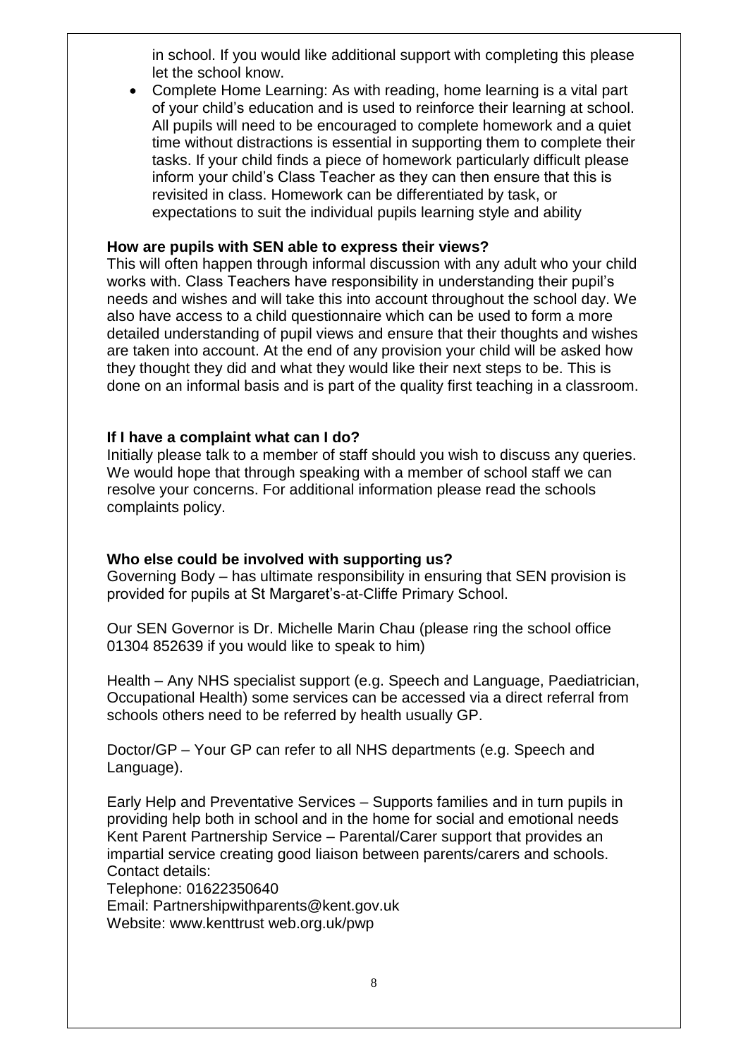in school. If you would like additional support with completing this please let the school know.

- Complete Home Learning: As with reading, home learning is a vital part of your child's education and is used to reinforce their learning at school. All pupils will need to be encouraged to complete homework and a quiet time without distractions is essential in supporting them to complete their tasks. If your child finds a piece of homework particularly difficult please inform your child's Class Teacher as they can then ensure that this is revisited in class. Homework can be differentiated by task, or expectations to suit the individual pupils learning style and ability

**How are pupils with SEN able to express their views?**

This will often happen through informal discussion with any adult who your child works with. Class Teachers have responsibility in understanding their pupil's needs and wishes and will take this into account throughout the school day. We also have access to a child questionnaire which can be used to form a more detailed understanding of pupil views and ensure that their thoughts and wishes are taken into account. At the end of any provision your child will be asked how they thought they did and what they would like their next steps to be. This is done on an informal basis and is part of the quality first teaching in a classroom.

**If I have a complaint what can I do?**

Initially please talk to a member of staff should you wish to discuss any queries. We would hope that through speaking with a member of school staff we can resolve your concerns. For additional information please read the schools complaints policy.

**Who else could be involved with supporting us?**

Governing Body – has ultimate responsibility in ensuring that SEN provision is provided for pupils at St Margaret's-at-Cliffe Primary School.

Our SEN Governor is Dr. Michelle Marin Chau (please ring the school office 01304 852639 if you would like to speak to him)

Health – Any NHS specialist support (e.g. Speech and Language, Paediatrician, Occupational Health) some services can be accessed via a direct referral from schools others need to be referred by health usually GP.

Doctor/GP – Your GP can refer to all NHS departments (e.g. Speech and Language).

Early Help and Preventative Services – Supports families and in turn pupils in providing help both in school and in the home for social and emotional needs
Kent Parent Partnership Service – Parental/Carer support that provides an impartial service creating good liaison between parents/carers and schools.
Contact details:
Telephone: 01622350640
Email: Partnershipwithparents@kent.gov.uk
Website: www.kenttrust web.org.uk/pwp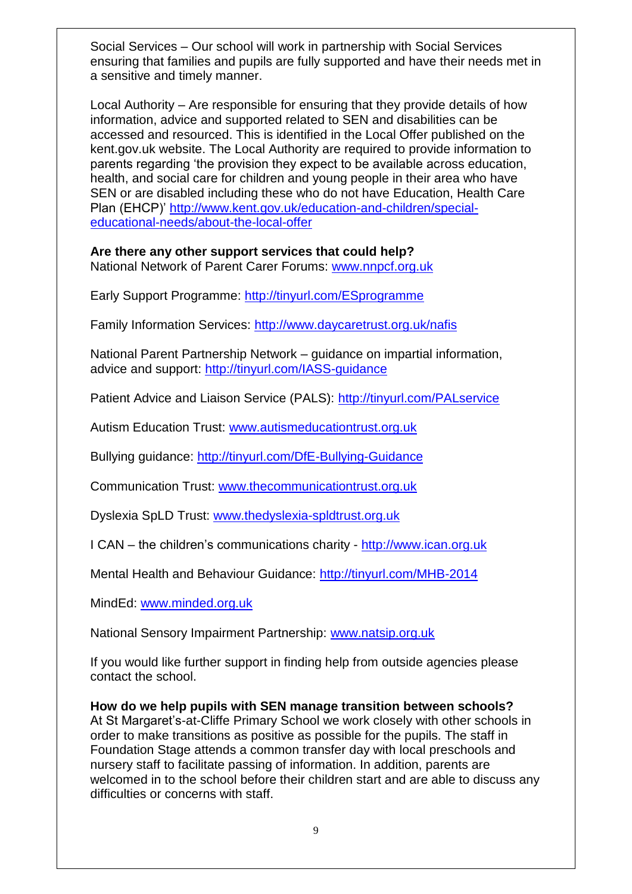Social Services – Our school will work in partnership with Social Services ensuring that families and pupils are fully supported and have their needs met in a sensitive and timely manner.

Local Authority – Are responsible for ensuring that they provide details of how information, advice and supported related to SEN and disabilities can be accessed and resourced. This is identified in the Local Offer published on the kent.gov.uk website. The Local Authority are required to provide information to parents regarding 'the provision they expect to be available across education, health, and social care for children and young people in their area who have SEN or are disabled including these who do not have Education, Health Care Plan (EHCP)' http://www.kent.gov.uk/education-and-children/special-educational-needs/about-the-local-offer

**Are there any other support services that could help?**
National Network of Parent Carer Forums: www.nnpcf.org.uk

Early Support Programme: http://tinyurl.com/ESprogramme

Family Information Services: http://www.daycaretrust.org.uk/nafis

National Parent Partnership Network – guidance on impartial information, advice and support: http://tinyurl.com/IASS-guidance

Patient Advice and Liaison Service (PALS): http://tinyurl.com/PALservice

Autism Education Trust: www.autismeducationtrust.org.uk

Bullying guidance: http://tinyurl.com/DfE-Bullying-Guidance

Communication Trust: www.thecommunicationtrust.org.uk

Dyslexia SpLD Trust: www.thedyslexia-spldtrust.org.uk

I CAN – the children's communications charity - http://www.ican.org.uk

Mental Health and Behaviour Guidance: http://tinyurl.com/MHB-2014

MindEd: www.minded.org.uk

National Sensory Impairment Partnership: www.natsip.org.uk

If you would like further support in finding help from outside agencies please contact the school.

**How do we help pupils with SEN manage transition between schools?**
At St Margaret's-at-Cliffe Primary School we work closely with other schools in order to make transitions as positive as possible for the pupils. The staff in Foundation Stage attends a common transfer day with local preschools and nursery staff to facilitate passing of information. In addition, parents are welcomed in to the school before their children start and are able to discuss any difficulties or concerns with staff.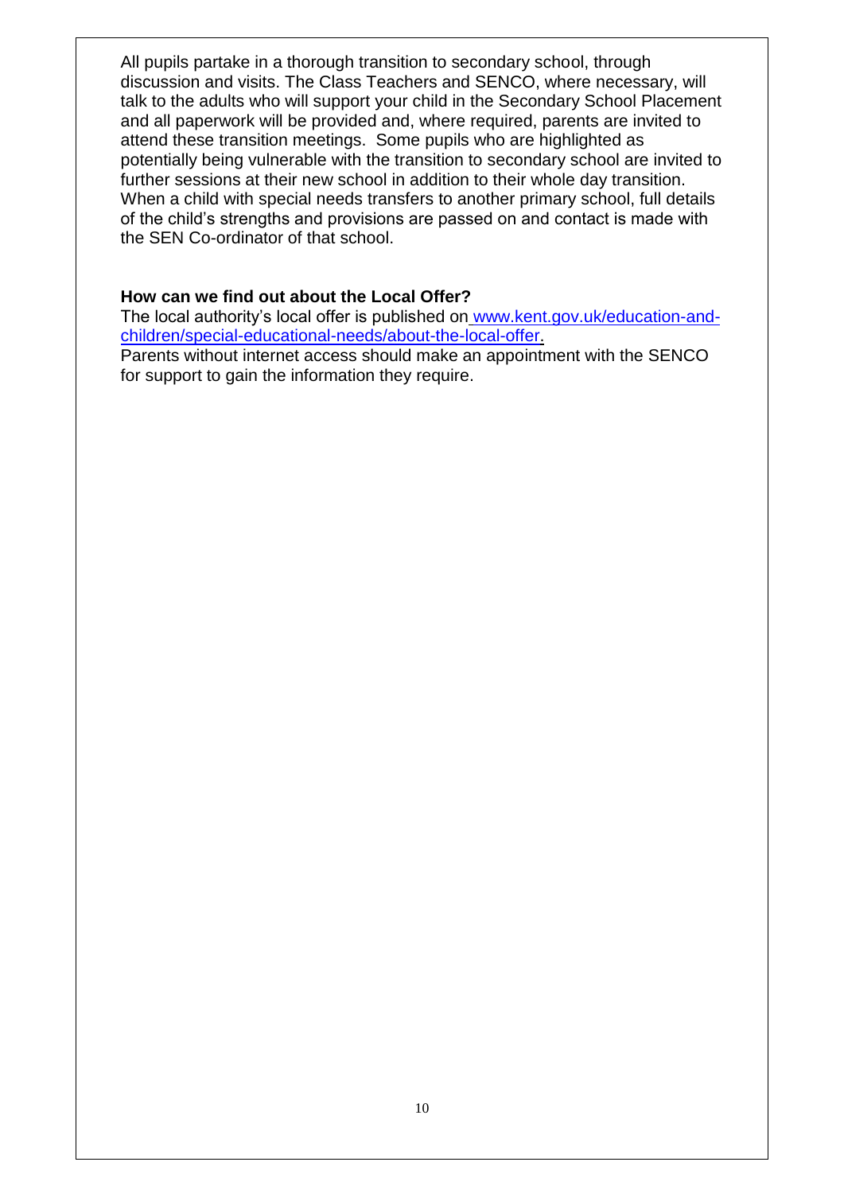All pupils partake in a thorough transition to secondary school, through discussion and visits. The Class Teachers and SENCO, where necessary, will talk to the adults who will support your child in the Secondary School Placement and all paperwork will be provided and, where required, parents are invited to attend these transition meetings. Some pupils who are highlighted as potentially being vulnerable with the transition to secondary school are invited to further sessions at their new school in addition to their whole day transition. When a child with special needs transfers to another primary school, full details of the child's strengths and provisions are passed on and contact is made with the SEN Co-ordinator of that school.

**How can we find out about the Local Offer?**

The local authority's local offer is published on [www.kent.gov.uk/education-and-children/special-educational-needs/about-the-local-offer](http://www.kent.gov.uk/education-and-children/special-educational-needs/about-the-local-offer).

Parents without internet access should make an appointment with the SENCO for support to gain the information they require.